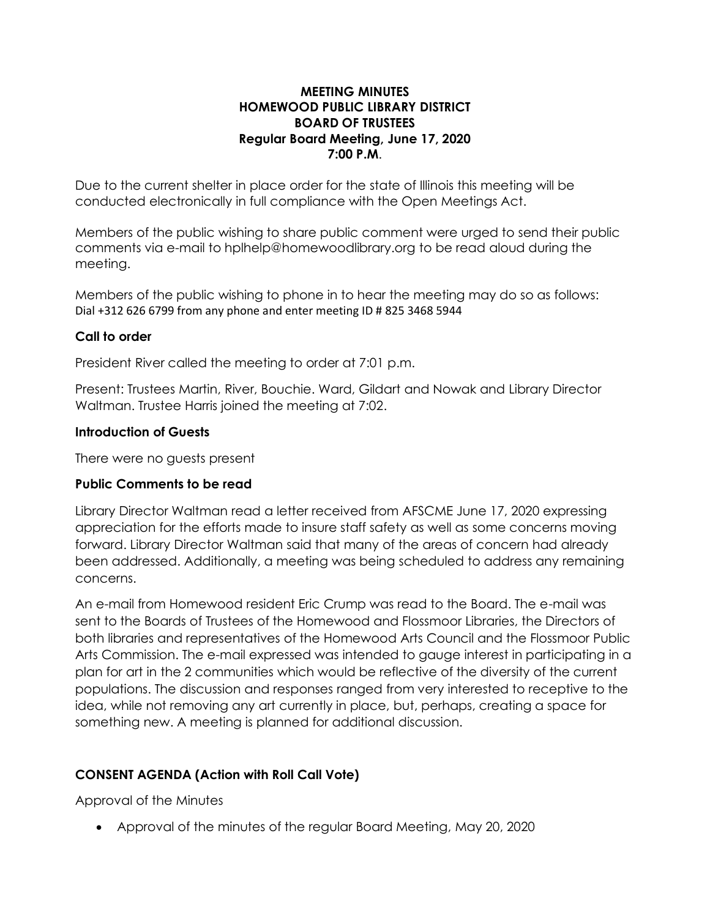**MEETING MINUTES**
**HOMEWOOD PUBLIC LIBRARY DISTRICT**
**BOARD OF TRUSTEES**
**Regular Board Meeting, June 17, 2020**
**7:00 P.M.**

Due to the current shelter in place order for the state of Illinois this meeting will be conducted electronically in full compliance with the Open Meetings Act.

Members of the public wishing to share public comment were urged to send their public comments via e-mail to hplhelp@homewoodlibrary.org to be read aloud during the meeting.

Members of the public wishing to phone in to hear the meeting may do so as follows: Dial +312 626 6799 from any phone and enter meeting ID # 825 3468 5944

### Call to order

President River called the meeting to order at 7:01 p.m.

Present: Trustees Martin, River, Bouchie. Ward, Gildart and Nowak and Library Director Waltman. Trustee Harris joined the meeting at 7:02.

### Introduction of Guests

There were no guests present

### Public Comments to be read

Library Director Waltman read a letter received from AFSCME June 17, 2020 expressing appreciation for the efforts made to insure staff safety as well as some concerns moving forward. Library Director Waltman said that many of the areas of concern had already been addressed. Additionally, a meeting was being scheduled to address any remaining concerns.

An e-mail from Homewood resident Eric Crump was read to the Board. The e-mail was sent to the Boards of Trustees of the Homewood and Flossmoor Libraries, the Directors of both libraries and representatives of the Homewood Arts Council and the Flossmoor Public Arts Commission. The e-mail expressed was intended to gauge interest in participating in a plan for art in the 2 communities which would be reflective of the diversity of the current populations. The discussion and responses ranged from very interested to receptive to the idea, while not removing any art currently in place, but, perhaps, creating a space for something new. A meeting is planned for additional discussion.

### CONSENT AGENDA (Action with Roll Call Vote)

Approval of the Minutes

- Approval of the minutes of the regular Board Meeting, May 20, 2020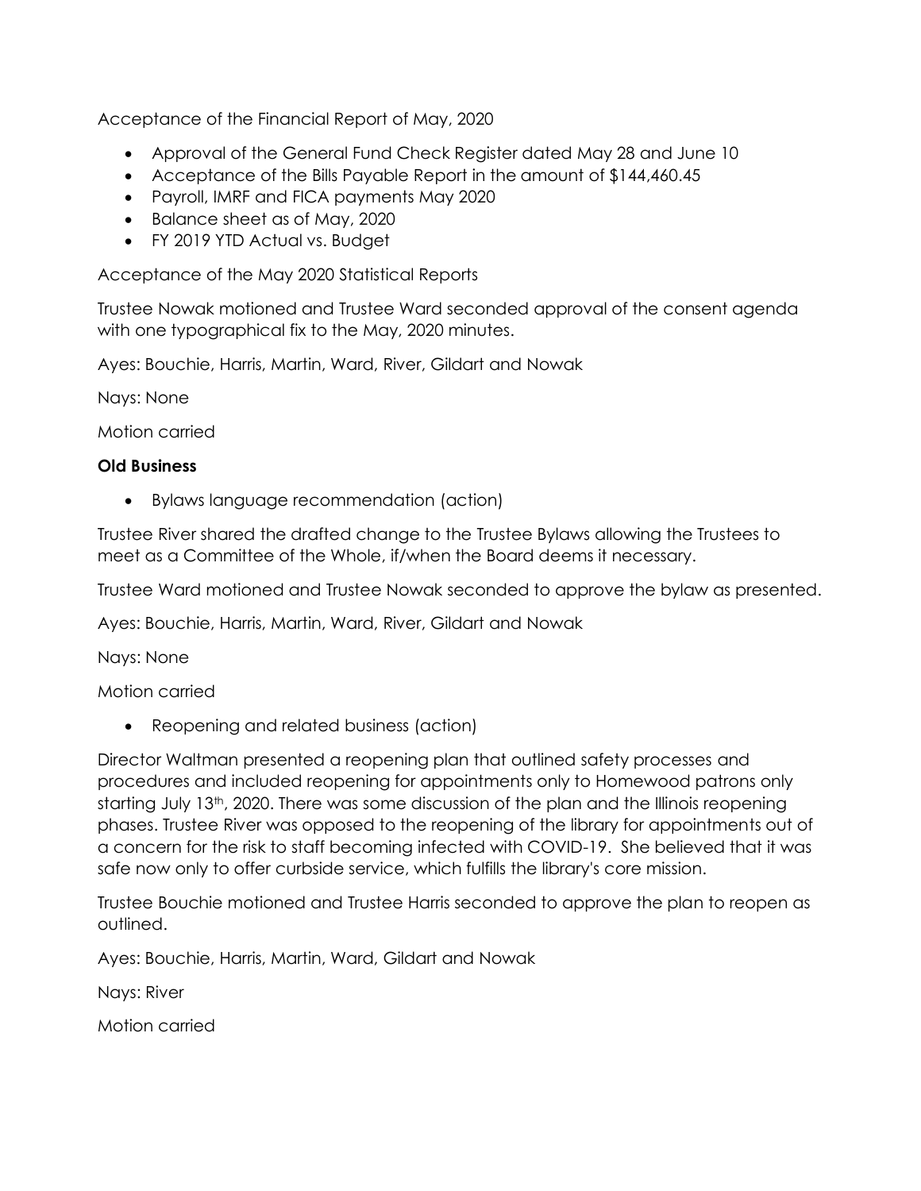Acceptance of the Financial Report of May, 2020

- Approval of the General Fund Check Register dated May 28 and June 10
- Acceptance of the Bills Payable Report in the amount of $144,460.45
- Payroll, IMRF and FICA payments May 2020
- Balance sheet as of May, 2020
- FY 2019 YTD Actual vs. Budget

Acceptance of the May 2020 Statistical Reports

Trustee Nowak motioned and Trustee Ward seconded approval of the consent agenda with one typographical fix to the May, 2020 minutes.

Ayes: Bouchie, Harris, Martin, Ward, River, Gildart and Nowak

Nays: None

Motion carried

**Old Business**

- Bylaws language recommendation (action)

Trustee River shared the drafted change to the Trustee Bylaws allowing the Trustees to meet as a Committee of the Whole, if/when the Board deems it necessary.

Trustee Ward motioned and Trustee Nowak seconded to approve the bylaw as presented.

Ayes: Bouchie, Harris, Martin, Ward, River, Gildart and Nowak

Nays: None

Motion carried

- Reopening and related business (action)

Director Waltman presented a reopening plan that outlined safety processes and procedures and included reopening for appointments only to Homewood patrons only starting July 13th, 2020. There was some discussion of the plan and the Illinois reopening phases. Trustee River was opposed to the reopening of the library for appointments out of a concern for the risk to staff becoming infected with COVID-19. She believed that it was safe now only to offer curbside service, which fulfills the library's core mission.

Trustee Bouchie motioned and Trustee Harris seconded to approve the plan to reopen as outlined.

Ayes: Bouchie, Harris, Martin, Ward, Gildart and Nowak

Nays: River

Motion carried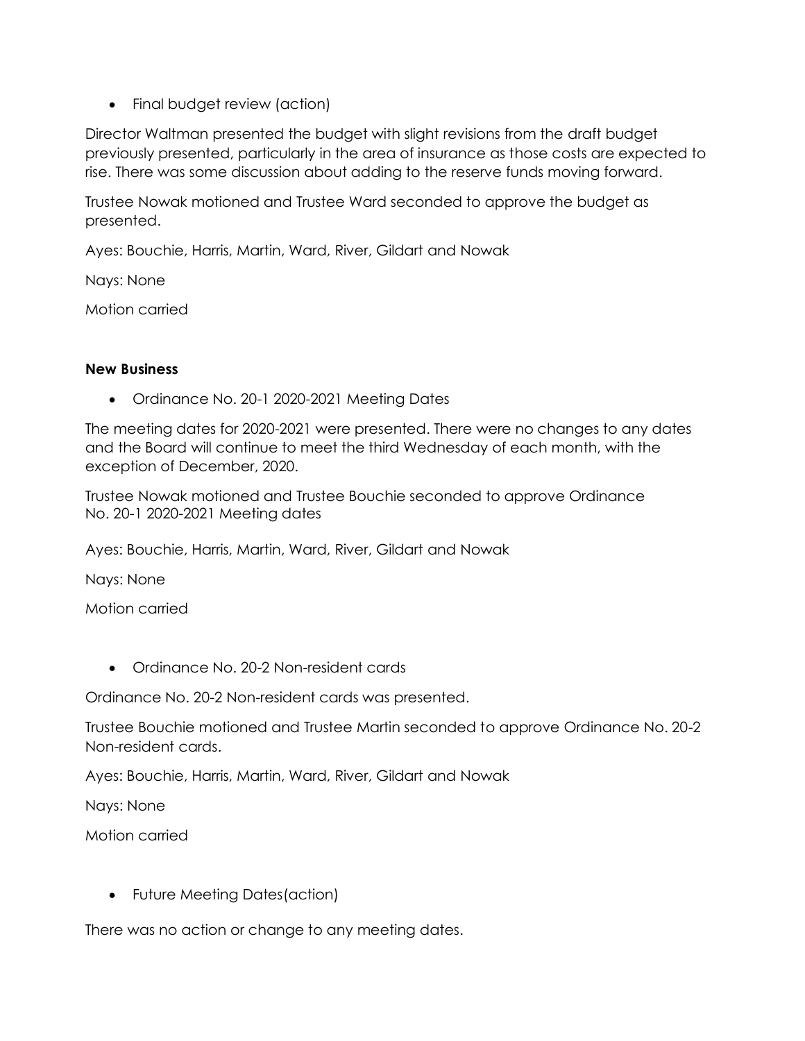- Final budget review (action)

Director Waltman presented the budget with slight revisions from the draft budget previously presented, particularly in the area of insurance as those costs are expected to rise. There was some discussion about adding to the reserve funds moving forward.

Trustee Nowak motioned and Trustee Ward seconded to approve the budget as presented.

Ayes: Bouchie, Harris, Martin, Ward, River, Gildart and Nowak

Nays: None

Motion carried

**New Business**

- Ordinance No. 20-1 2020-2021 Meeting Dates

The meeting dates for 2020-2021 were presented. There were no changes to any dates and the Board will continue to meet the third Wednesday of each month, with the exception of December, 2020.

Trustee Nowak motioned and Trustee Bouchie seconded to approve Ordinance No. 20-1 2020-2021 Meeting dates

Ayes: Bouchie, Harris, Martin, Ward, River, Gildart and Nowak

Nays: None

Motion carried

- Ordinance No. 20-2 Non-resident cards

Ordinance No. 20-2 Non-resident cards was presented.

Trustee Bouchie motioned and Trustee Martin seconded to approve Ordinance No. 20-2 Non-resident cards.

Ayes: Bouchie, Harris, Martin, Ward, River, Gildart and Nowak

Nays: None

Motion carried

- Future Meeting Dates(action)

There was no action or change to any meeting dates.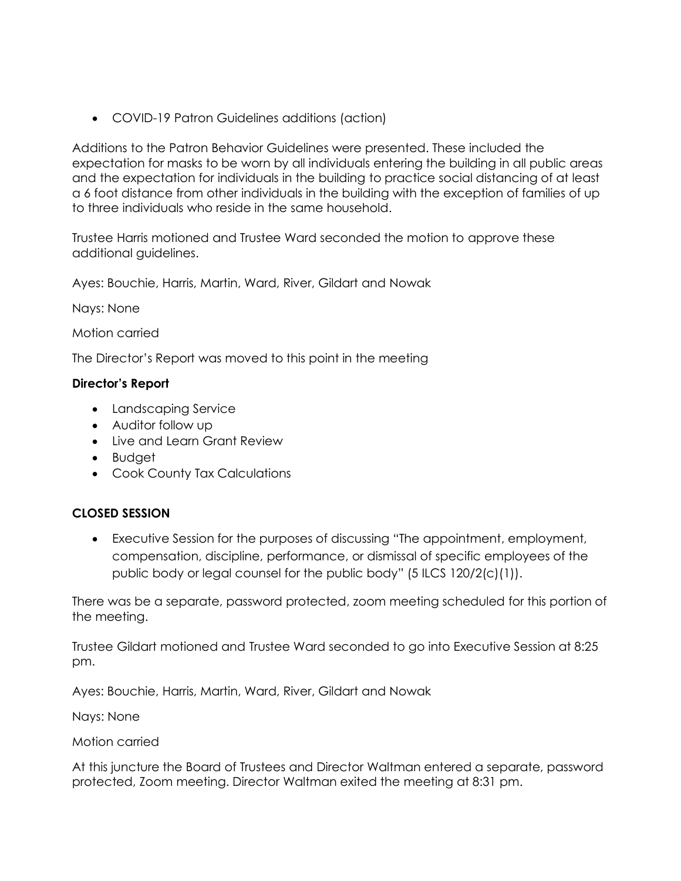- COVID-19 Patron Guidelines additions (action)

Additions to the Patron Behavior Guidelines were presented. These included the expectation for masks to be worn by all individuals entering the building in all public areas and the expectation for individuals in the building to practice social distancing of at least a 6 foot distance from other individuals in the building with the exception of families of up to three individuals who reside in the same household.

Trustee Harris motioned and Trustee Ward seconded the motion to approve these additional guidelines.

Ayes: Bouchie, Harris, Martin, Ward, River, Gildart and Nowak

Nays: None

Motion carried

The Director's Report was moved to this point in the meeting

**Director's Report**

- Landscaping Service
- Auditor follow up
- Live and Learn Grant Review
- Budget
- Cook County Tax Calculations

**CLOSED SESSION**

- Executive Session for the purposes of discussing "The appointment, employment, compensation, discipline, performance, or dismissal of specific employees of the public body or legal counsel for the public body" (5 ILCS 120/2(c)(1)).

There was be a separate, password protected, zoom meeting scheduled for this portion of the meeting.

Trustee Gildart motioned and Trustee Ward seconded to go into Executive Session at 8:25 pm.

Ayes: Bouchie, Harris, Martin, Ward, River, Gildart and Nowak

Nays: None

Motion carried

At this juncture the Board of Trustees and Director Waltman entered a separate, password protected, Zoom meeting. Director Waltman exited the meeting at 8:31 pm.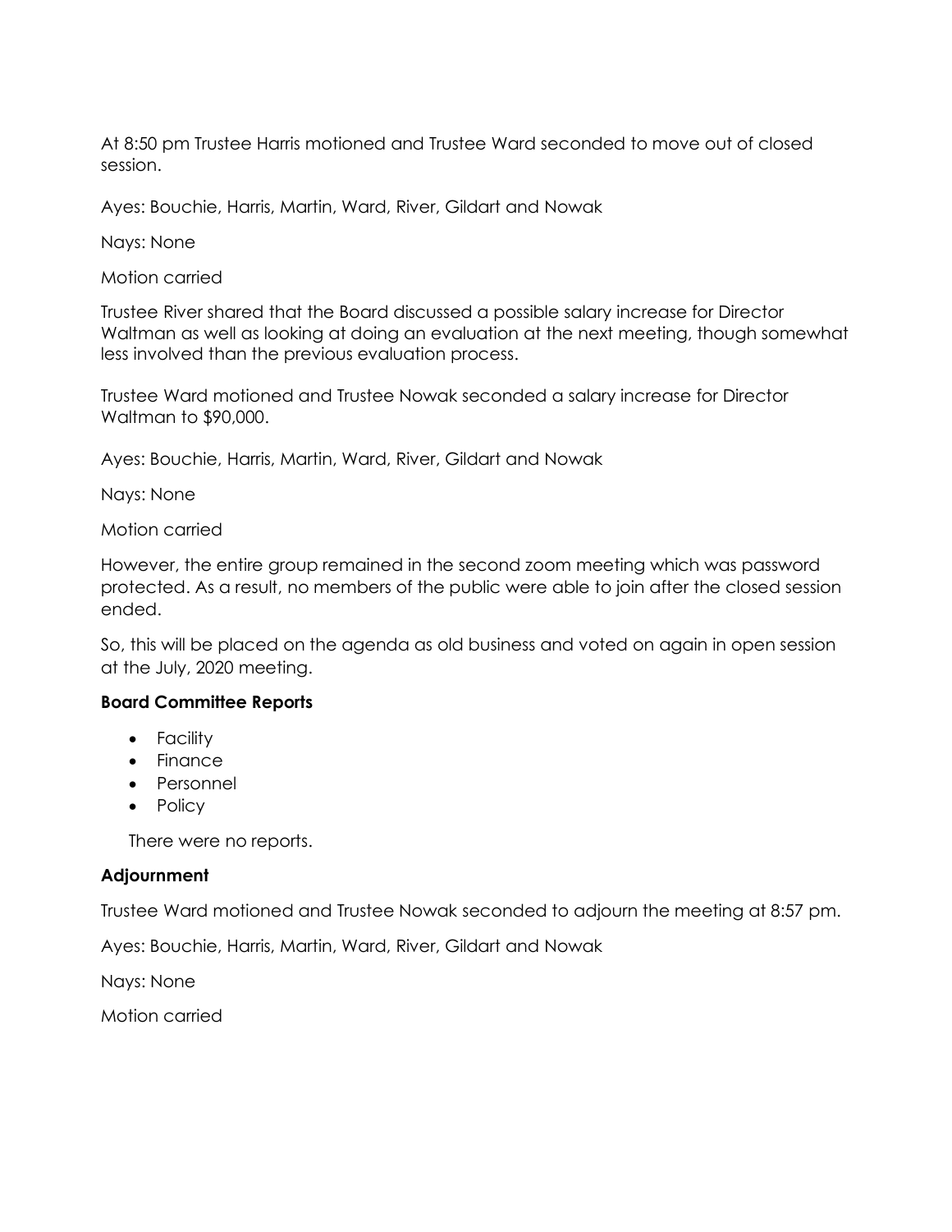At 8:50 pm Trustee Harris motioned and Trustee Ward seconded to move out of closed session.

Ayes: Bouchie, Harris, Martin, Ward, River, Gildart and Nowak

Nays: None

Motion carried

Trustee River shared that the Board discussed a possible salary increase for Director Waltman as well as looking at doing an evaluation at the next meeting, though somewhat less involved than the previous evaluation process.

Trustee Ward motioned and Trustee Nowak seconded a salary increase for Director Waltman to $90,000.

Ayes: Bouchie, Harris, Martin, Ward, River, Gildart and Nowak

Nays: None

Motion carried

However, the entire group remained in the second zoom meeting which was password protected. As a result, no members of the public were able to join after the closed session ended.

So, this will be placed on the agenda as old business and voted on again in open session at the July, 2020 meeting.

**Board Committee Reports**

- Facility
- Finance
- Personnel
- Policy

There were no reports.

**Adjournment**

Trustee Ward motioned and Trustee Nowak seconded to adjourn the meeting at 8:57 pm.

Ayes: Bouchie, Harris, Martin, Ward, River, Gildart and Nowak

Nays: None

Motion carried